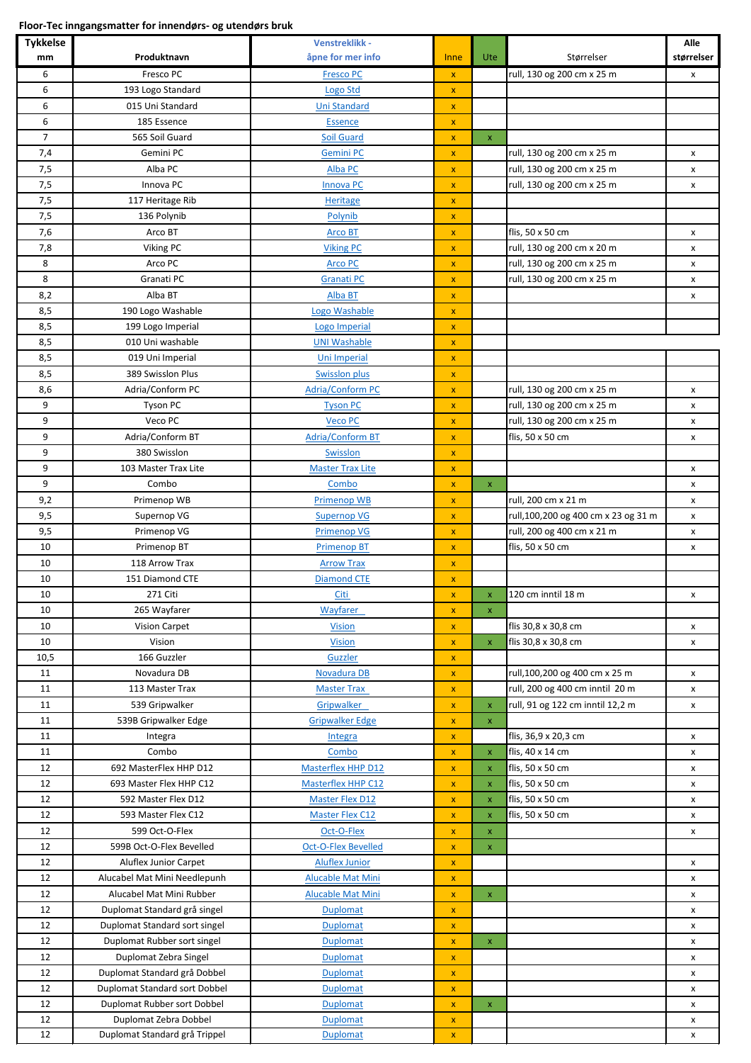**Floor-Tec inngangsmatter for innendørs- og utendørs bruk**

| Tykkelse mm | Produktnavn | Venstreklikk - åpne for mer info | Inne | Ute | Størrelser | Alle størrelser |
|---|---|---|---|---|---|---|
| 6 | Fresco PC | Fresco PC | x | | rull, 130 og 200 cm x 25 m | x |
| 6 | 193 Logo Standard | Logo Std | x | | | |
| 6 | 015 Uni Standard | Uni Standard | x | | | |
| 6 | 185 Essence | Essence | x | | | |
| 7 | 565 Soil Guard | Soil Guard | x | x | | |
| 7,4 | Gemini PC | Gemini PC | x | | rull, 130 og 200 cm x 25 m | x |
| 7,5 | Alba PC | Alba PC | x | | rull, 130 og 200 cm x 25 m | x |
| 7,5 | Innova PC | Innova PC | x | | rull, 130 og 200 cm x 25 m | x |
| 7,5 | 117 Heritage Rib | Heritage | x | | | |
| 7,5 | 136 Polynib | Polynib | x | | | |
| 7,6 | Arco BT | Arco BT | x | | flis, 50 x 50 cm | x |
| 7,8 | Viking PC | Viking PC | x | | rull, 130 og 200 cm x 20 m | x |
| 8 | Arco PC | Arco PC | x | | rull, 130 og 200 cm x 25 m | x |
| 8 | Granati PC | Granati PC | x | | rull, 130 og 200 cm x 25 m | x |
| 8,2 | Alba BT | Alba BT | x | | | x |
| 8,5 | 190 Logo Washable | Logo Washable | x | | | |
| 8,5 | 199 Logo Imperial | Logo Imperial | x | | | |
| 8,5 | 010 Uni washable | UNI Washable | x | | | |
| 8,5 | 019 Uni Imperial | Uni Imperial | x | | | |
| 8,5 | 389 Swisslon Plus | Swisslon plus | x | | | |
| 8,6 | Adria/Conform PC | Adria/Conform PC | x | | rull, 130 og 200 cm x 25 m | x |
| 9 | Tyson PC | Tyson PC | x | | rull, 130 og 200 cm x 25 m | x |
| 9 | Veco PC | Veco PC | x | | rull, 130 og 200 cm x 25 m | x |
| 9 | Adria/Conform BT | Adria/Conform BT | x | | flis, 50 x 50 cm | x |
| 9 | 380 Swisslon | Swisslon | x | | | |
| 9 | 103 Master Trax Lite | Master Trax Lite | x | | | x |
| 9 | Combo | Combo | x | x | | x |
| 9,2 | Primenop WB | Primenop WB | x | | rull, 200 cm x 21 m | x |
| 9,5 | Supernop VG | Supernop VG | x | | rull,100,200 og 400 cm x 23 og 31 m | x |
| 9,5 | Primenop VG | Primenop VG | x | | rull, 200 og 400 cm x 21 m | x |
| 10 | Primenop BT | Primenop BT | x | | flis, 50 x 50 cm | x |
| 10 | 118 Arrow Trax | Arrow Trax | x | | | |
| 10 | 151 Diamond CTE | Diamond CTE | x | | | |
| 10 | 271 Citi | Citi | x | x | 120 cm inntil 18 m | x |
| 10 | 265 Wayfarer | Wayfarer | x | x | | |
| 10 | Vision Carpet | Vision | x | | flis 30,8 x 30,8 cm | x |
| 10 | Vision | Vision | x | x | flis 30,8 x 30,8 cm | x |
| 10,5 | 166 Guzzler | Guzzler | x | | | |
| 11 | Novadura DB | Novadura DB | x | | rull,100,200 og 400 cm x 25 m | x |
| 11 | 113 Master Trax | Master Trax | x | | rull, 200 og 400 cm inntil 20 m | x |
| 11 | 539 Gripwalker | Gripwalker | x | x | rull, 91 og 122 cm inntil 12,2 m | x |
| 11 | 539B Gripwalker Edge | Gripwalker Edge | x | x | | |
| 11 | Integra | Integra | x | | flis, 36,9 x 20,3 cm | x |
| 11 | Combo | Combo | x | x | flis, 40 x 14 cm | x |
| 12 | 692 MasterFlex HHP D12 | Masterflex HHP D12 | x | x | flis, 50 x 50 cm | x |
| 12 | 693 Master Flex HHP C12 | Masterflex HHP C12 | x | x | flis, 50 x 50 cm | x |
| 12 | 592 Master Flex D12 | Master Flex D12 | x | x | flis, 50 x 50 cm | x |
| 12 | 593 Master Flex C12 | Master Flex C12 | x | x | flis, 50 x 50 cm | x |
| 12 | 599 Oct-O-Flex | Oct-O-Flex | x | x | | x |
| 12 | 599B Oct-O-Flex Bevelled | Oct-O-Flex Bevelled | x | x | | |
| 12 | Aluflex Junior Carpet | Aluflex Junior | x | | | x |
| 12 | Alucabel Mat Mini Needlepunh | Alucable Mat Mini | x | | | x |
| 12 | Alucabel Mat Mini Rubber | Alucable Mat Mini | x | x | | x |
| 12 | Duplomat Standard grå singel | Duplomat | x | | | x |
| 12 | Duplomat Standard sort singel | Duplomat | x | | | x |
| 12 | Duplomat Rubber sort singel | Duplomat | x | x | | x |
| 12 | Duplomat Zebra Singel | Duplomat | x | | | x |
| 12 | Duplomat Standard grå Dobbel | Duplomat | x | | | x |
| 12 | Duplomat Standard sort Dobbel | Duplomat | x | | | x |
| 12 | Duplomat Rubber sort Dobbel | Duplomat | x | x | | x |
| 12 | Duplomat Zebra Dobbel | Duplomat | x | | | x |
| 12 | Duplomat Standard grå Trippel | Duplomat | x | | | x |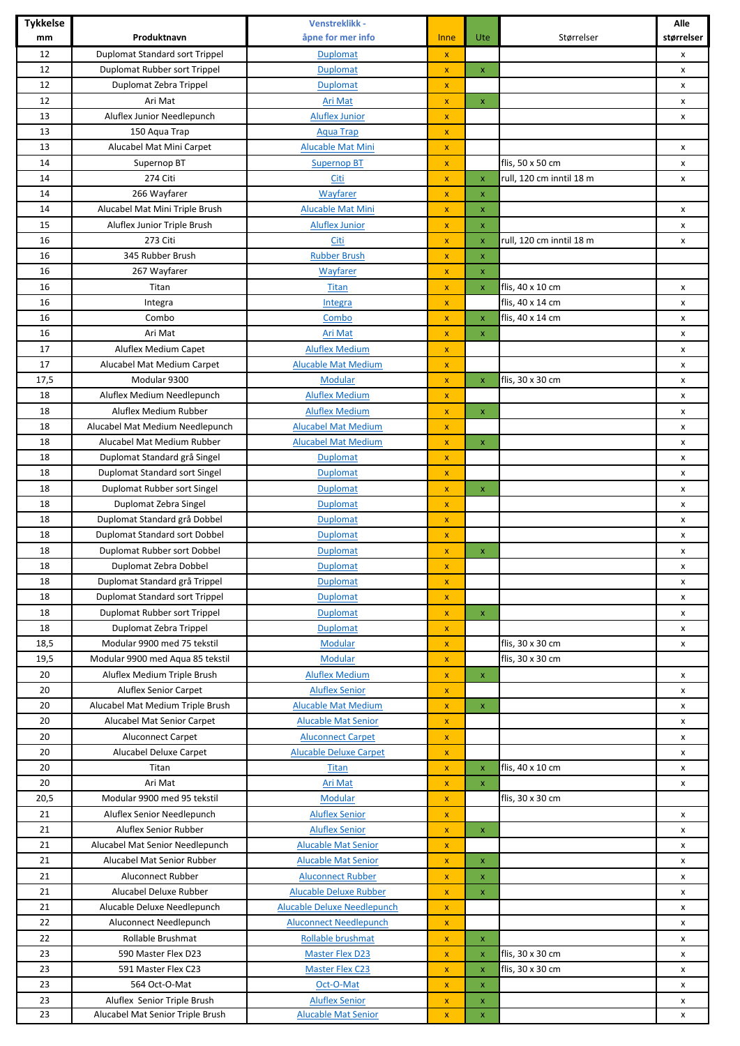| Tykkelse mm | Produktnavn | Venstreklikk - åpne for mer info | Inne | Ute | Størrelser | Alle størrelser |
|---|---|---|---|---|---|---|
| 12 | Duplomat Standard sort Trippel | Duplomat | x | | | x |
| 12 | Duplomat Rubber sort Trippel | Duplomat | x | x | | x |
| 12 | Duplomat Zebra Trippel | Duplomat | x | | | x |
| 12 | Ari Mat | Ari Mat | x | x | | x |
| 13 | Aluflex Junior Needlepunch | Aluflex Junior | x | | | x |
| 13 | 150 Aqua Trap | Aqua Trap | x | | | |
| 13 | Alucabel Mat Mini Carpet | Alucable Mat Mini | x | | | x |
| 14 | Supernop BT | Supernop BT | x | | flis, 50 x 50 cm | x |
| 14 | 274 Citi | Citi | x | x | rull, 120 cm inntil 18 m | x |
| 14 | 266 Wayfarer | Wayfarer | x | x | | |
| 14 | Alucabel Mat Mini Triple Brush | Alucable Mat Mini | x | x | | x |
| 15 | Aluflex Junior Triple Brush | Aluflex Junior | x | x | | x |
| 16 | 273 Citi | Citi | x | x | rull, 120 cm inntil 18 m | x |
| 16 | 345 Rubber Brush | Rubber Brush | x | x | | |
| 16 | 267 Wayfarer | Wayfarer | x | x | | |
| 16 | Titan | Titan | x | x | flis, 40 x 10 cm | x |
| 16 | Integra | Integra | x | | flis, 40 x 14 cm | x |
| 16 | Combo | Combo | x | x | flis, 40 x 14 cm | x |
| 16 | Ari Mat | Ari Mat | x | x | | x |
| 17 | Aluflex Medium Capet | Aluflex Medium | x | | | x |
| 17 | Alucabel Mat Medium Carpet | Alucable Mat Medium | x | | | x |
| 17,5 | Modular 9300 | Modular | x | x | flis, 30 x 30 cm | x |
| 18 | Aluflex Medium Needlepunch | Aluflex Medium | x | | | x |
| 18 | Aluflex Medium Rubber | Aluflex Medium | x | x | | x |
| 18 | Alucabel Mat Medium Needlepunch | Alucabel Mat Medium | x | | | x |
| 18 | Alucabel Mat Medium Rubber | Alucabel Mat Medium | x | x | | x |
| 18 | Duplomat Standard grå Singel | Duplomat | x | | | x |
| 18 | Duplomat Standard sort Singel | Duplomat | x | | | x |
| 18 | Duplomat Rubber sort Singel | Duplomat | x | x | | x |
| 18 | Duplomat Zebra Singel | Duplomat | x | | | x |
| 18 | Duplomat Standard grå Dobbel | Duplomat | x | | | x |
| 18 | Duplomat Standard sort Dobbel | Duplomat | x | | | x |
| 18 | Duplomat Rubber sort Dobbel | Duplomat | x | x | | x |
| 18 | Duplomat Zebra Dobbel | Duplomat | x | | | x |
| 18 | Duplomat Standard grå Trippel | Duplomat | x | | | x |
| 18 | Duplomat Standard sort Trippel | Duplomat | x | | | x |
| 18 | Duplomat Rubber sort Trippel | Duplomat | x | x | | x |
| 18 | Duplomat Zebra Trippel | Duplomat | x | | | x |
| 18,5 | Modular 9900 med 75 tekstil | Modular | x | | flis, 30 x 30 cm | x |
| 19,5 | Modular 9900 med Aqua 85 tekstil | Modular | x | | flis, 30 x 30 cm | |
| 20 | Aluflex Medium Triple Brush | Aluflex Medium | x | x | | x |
| 20 | Aluflex Senior Carpet | Aluflex Senior | x | | | x |
| 20 | Alucabel Mat Medium Triple Brush | Alucable Mat Medium | x | x | | x |
| 20 | Alucabel Mat Senior Carpet | Alucable Mat Senior | x | | | x |
| 20 | Aluconnect Carpet | Aluconnect Carpet | x | | | x |
| 20 | Alucabel Deluxe Carpet | Alucable Deluxe Carpet | x | | | x |
| 20 | Titan | Titan | x | x | flis, 40 x 10 cm | x |
| 20 | Ari Mat | Ari Mat | x | x | | x |
| 20,5 | Modular 9900 med 95 tekstil | Modular | x | | flis, 30 x 30 cm | |
| 21 | Aluflex Senior Needlepunch | Aluflex Senior | x | | | x |
| 21 | Aluflex Senior Rubber | Aluflex Senior | x | x | | x |
| 21 | Alucabel Mat Senior Needlepunch | Alucable Mat Senior | x | | | x |
| 21 | Alucabel Mat Senior Rubber | Alucable Mat Senior | x | x | | x |
| 21 | Aluconnect Rubber | Aluconnect Rubber | x | x | | x |
| 21 | Alucabel Deluxe Rubber | Alucable Deluxe Rubber | x | x | | x |
| 21 | Alucable Deluxe Needlepunch | Alucable Deluxe Needlepunch | x | | | x |
| 22 | Aluconnect Needlepunch | Aluconnect Needlepunch | x | | | x |
| 22 | Rollable Brushmat | Rollable brushmat | x | x | | x |
| 23 | 590 Master Flex D23 | Master Flex D23 | x | x | flis, 30 x 30 cm | x |
| 23 | 591 Master Flex C23 | Master Flex C23 | x | x | flis, 30 x 30 cm | x |
| 23 | 564 Oct-O-Mat | Oct-O-Mat | x | x | | x |
| 23 | Aluflex Senior Triple Brush | Aluflex Senior | x | x | | x |
| 23 | Alucabel Mat Senior Triple Brush | Alucable Mat Senior | x | x | | x |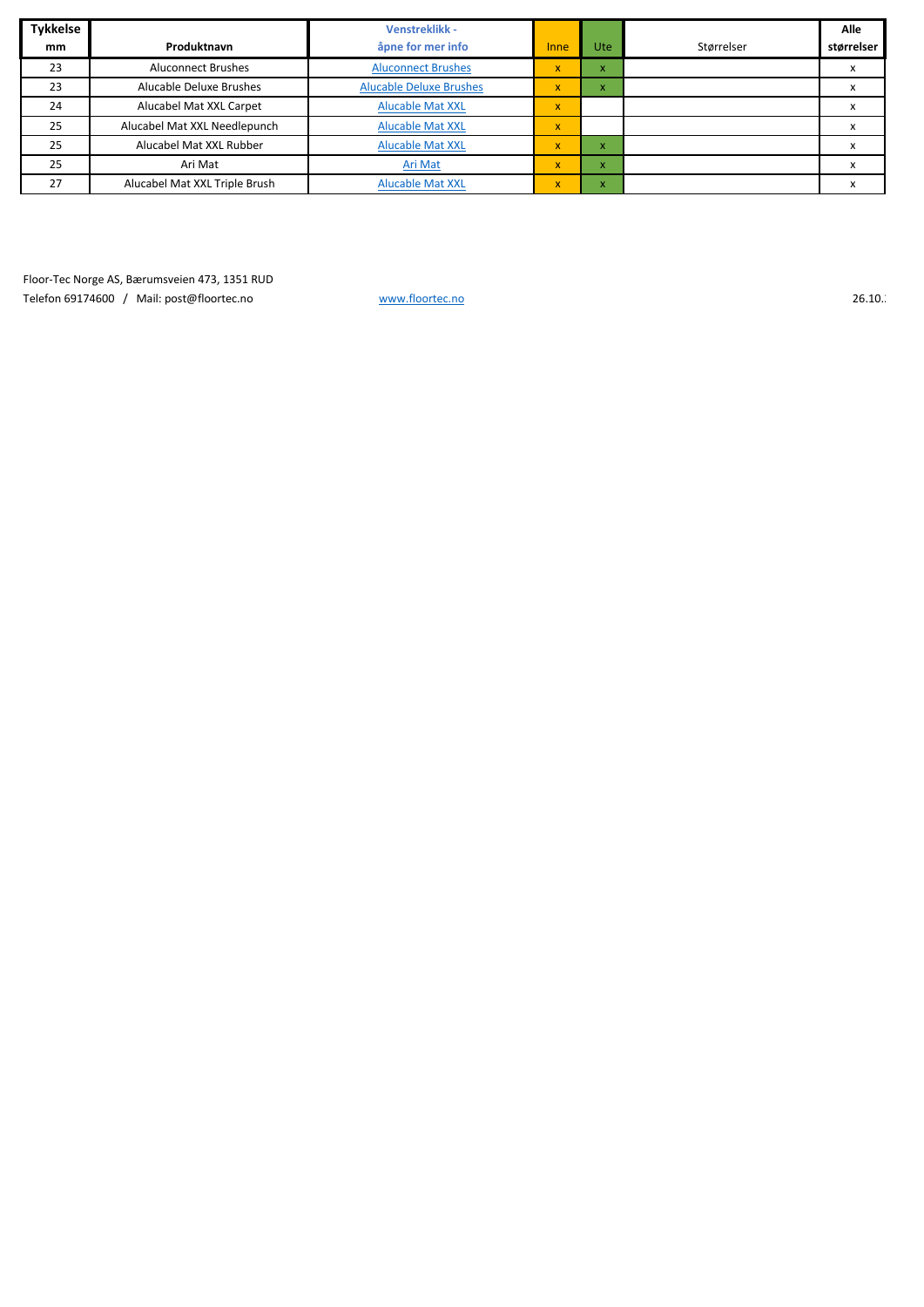| Tykkelse mm | Produktnavn | Venstreklikk - åpne for mer info | Inne | Ute | Størrelser | Alle størrelser |
|---|---|---|---|---|---|---|
| 23 | Aluconnect Brushes | Aluconnect Brushes | x | x | | x |
| 23 | Alucable Deluxe Brushes | Alucable Deluxe Brushes | x | x | | x |
| 24 | Alucabel Mat XXL Carpet | Alucable Mat XXL | x | | | x |
| 25 | Alucabel Mat XXL Needlepunch | Alucable Mat XXL | x | | | x |
| 25 | Alucabel Mat XXL Rubber | Alucable Mat XXL | x | x | | x |
| 25 | Ari Mat | Ari Mat | x | x | | x |
| 27 | Alucabel Mat XXL Triple Brush | Alucable Mat XXL | x | x | | x |

Floor-Tec Norge AS, Bærumsveien 473, 1351 RUD

Telefon 69174600 / Mail: post@floortec.no www.floortec.no 26.10.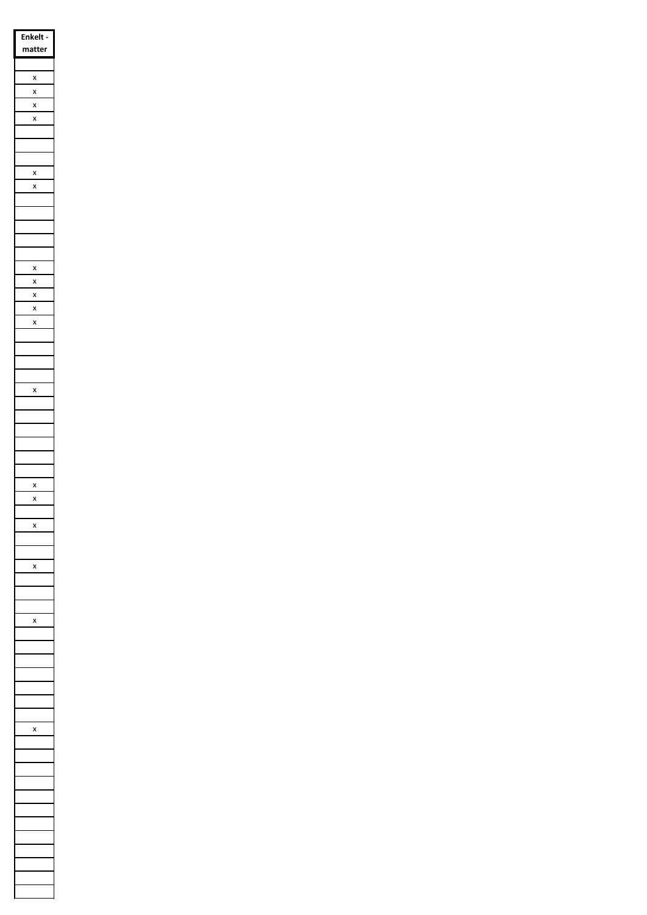| Enkelt - matter |
|---|
| |
| x |
| x |
| x |
| x |
| |
| |
| |
| x |
| x |
| |
| |
| |
| |
| |
| x |
| x |
| x |
| x |
| x |
| |
| |
| |
| |
| x |
| |
| |
| |
| |
| |
| |
| x |
| x |
| |
| x |
| |
| |
| x |
| |
| |
| |
| x |
| |
| |
| |
| |
| |
| |
| |
| x |
| |
| |
| |
| |
| |
| |
| |
| |
| |
| |
| |
| |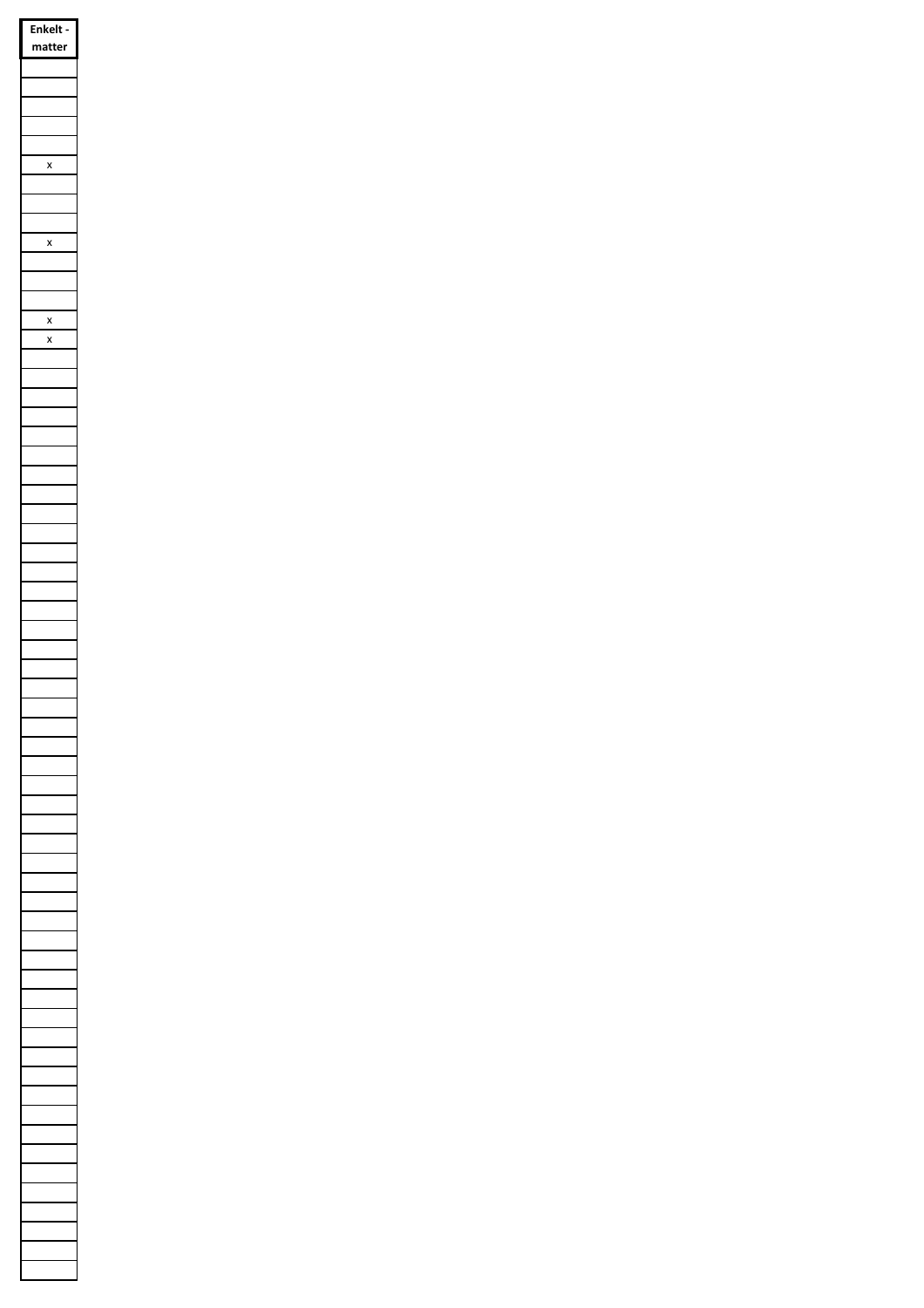| Enkelt - matter |
| --- |
| |
| |
| |
| |
| |
| x |
| |
| |
| |
| x |
| |
| |
| |
| x |
| x |
| |
| |
| |
| |
| |
| |
| |
| |
| |
| |
| |
| |
| |
| |
| |
| |
| |
| |
| |
| |
| |
| |
| |
| |
| |
| |
| |
| |
| |
| |
| |
| |
| |
| |
| |
| |
| |
| |
| |
| |
| |
| |
| |
| |
| |
| |
| |
| |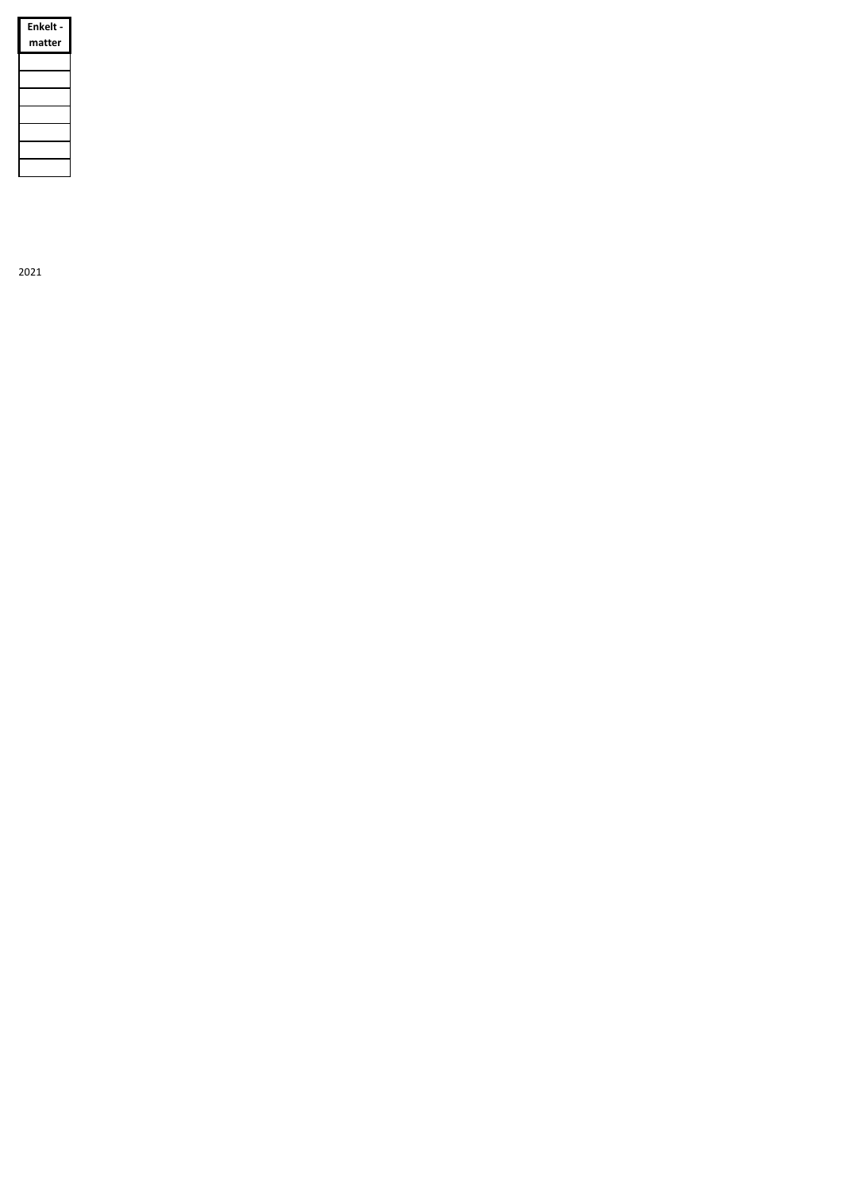| Enkelt - matter |
| --- |
| |
| |
| |
| |
| |
| |
| |

2021